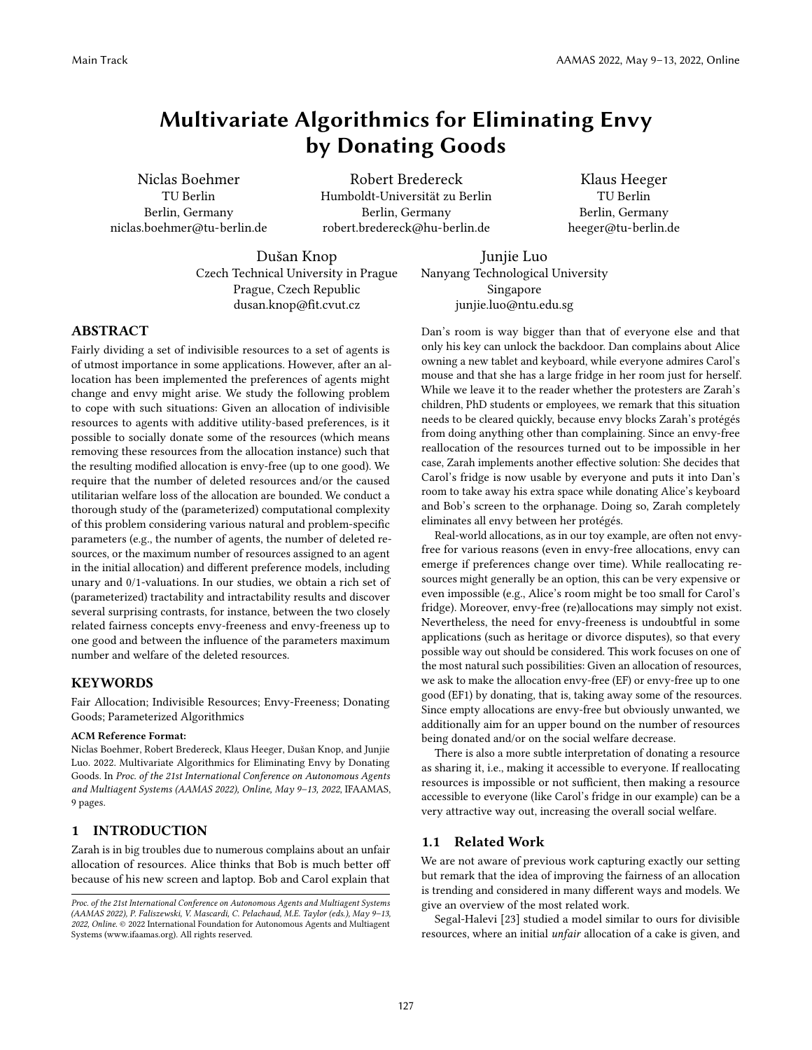# Multivariate Algorithmics for Eliminating Envy by Donating Goods

Niclas Boehmer
TU Berlin
Berlin, Germany
niclas.boehmer@tu-berlin.de

Robert Bredereck
Humboldt-Universität zu Berlin
Berlin, Germany
robert.bredereck@hu-berlin.de

Klaus Heeger
TU Berlin
Berlin, Germany
heeger@tu-berlin.de

Dušan Knop
Czech Technical University in Prague
Prague, Czech Republic
dusan.knop@fit.cvut.cz

Junjie Luo
Nanyang Technological University
Singapore
junjie.luo@ntu.edu.sg

## ABSTRACT

Fairly dividing a set of indivisible resources to a set of agents is of utmost importance in some applications. However, after an allocation has been implemented the preferences of agents might change and envy might arise. We study the following problem to cope with such situations: Given an allocation of indivisible resources to agents with additive utility-based preferences, is it possible to socially donate some of the resources (which means removing these resources from the allocation instance) such that the resulting modified allocation is envy-free (up to one good). We require that the number of deleted resources and/or the caused utilitarian welfare loss of the allocation are bounded. We conduct a thorough study of the (parameterized) computational complexity of this problem considering various natural and problem-specific parameters (e.g., the number of agents, the number of deleted resources, or the maximum number of resources assigned to an agent in the initial allocation) and different preference models, including unary and 0/1-valuations. In our studies, we obtain a rich set of (parameterized) tractability and intractability results and discover several surprising contrasts, for instance, between the two closely related fairness concepts envy-freeness and envy-freeness up to one good and between the influence of the parameters maximum number and welfare of the deleted resources.

## KEYWORDS

Fair Allocation; Indivisible Resources; Envy-Freeness; Donating Goods; Parameterized Algorithmics

**ACM Reference Format:**
Niclas Boehmer, Robert Bredereck, Klaus Heeger, Dušan Knop, and Junjie Luo. 2022. Multivariate Algorithmics for Eliminating Envy by Donating Goods. In *Proc. of the 21st International Conference on Autonomous Agents and Multiagent Systems (AAMAS 2022), Online, May 9–13, 2022*, IFAAMAS, 9 pages.

## 1 INTRODUCTION

Zarah is in big troubles due to numerous complains about an unfair allocation of resources. Alice thinks that Bob is much better off because of his new screen and laptop. Bob and Carol explain that Dan's room is way bigger than that of everyone else and that only his key can unlock the backdoor. Dan complains about Alice owning a new tablet and keyboard, while everyone admires Carol's mouse and that she has a large fridge in her room just for herself. While we leave it to the reader whether the protesters are Zarah's children, PhD students or employees, we remark that this situation needs to be cleared quickly, because envy blocks Zarah's protégés from doing anything other than complaining. Since an envy-free reallocation of the resources turned out to be impossible in her case, Zarah implements another effective solution: She decides that Carol's fridge is now usable by everyone and puts it into Dan's room to take away his extra space while donating Alice's keyboard and Bob's screen to the orphanage. Doing so, Zarah completely eliminates all envy between her protégés.

Real-world allocations, as in our toy example, are often not envy-free for various reasons (even in envy-free allocations, envy can emerge if preferences change over time). While reallocating resources might generally be an option, this can be very expensive or even impossible (e.g., Alice's room might be too small for Carol's fridge). Moreover, envy-free (re)allocations may simply not exist. Nevertheless, the need for envy-freeness is undoubtful in some applications (such as heritage or divorce disputes), so that every possible way out should be considered. This work focuses on one of the most natural such possibilities: Given an allocation of resources, we ask to make the allocation envy-free (EF) or envy-free up to one good (EF1) by donating, that is, taking away some of the resources. Since empty allocations are envy-free but obviously unwanted, we additionally aim for an upper bound on the number of resources being donated and/or on the social welfare decrease.

There is also a more subtle interpretation of donating a resource as sharing it, i.e., making it accessible to everyone. If reallocating resources is impossible or not sufficient, then making a resource accessible to everyone (like Carol's fridge in our example) can be a very attractive way out, increasing the overall social welfare.

### 1.1 Related Work

We are not aware of previous work capturing exactly our setting but remark that the idea of improving the fairness of an allocation is trending and considered in many different ways and models. We give an overview of the most related work.

Segal-Halevi [23] studied a model similar to ours for divisible resources, where an initial *unfair* allocation of a cake is given, and

*Proc. of the 21st International Conference on Autonomous Agents and Multiagent Systems (AAMAS 2022), P. Faliszewski, V. Mascardi, C. Pelachaud, M.E. Taylor (eds.), May 9–13, 2022, Online.* © 2022 International Foundation for Autonomous Agents and Multiagent Systems (www.ifaamas.org). All rights reserved.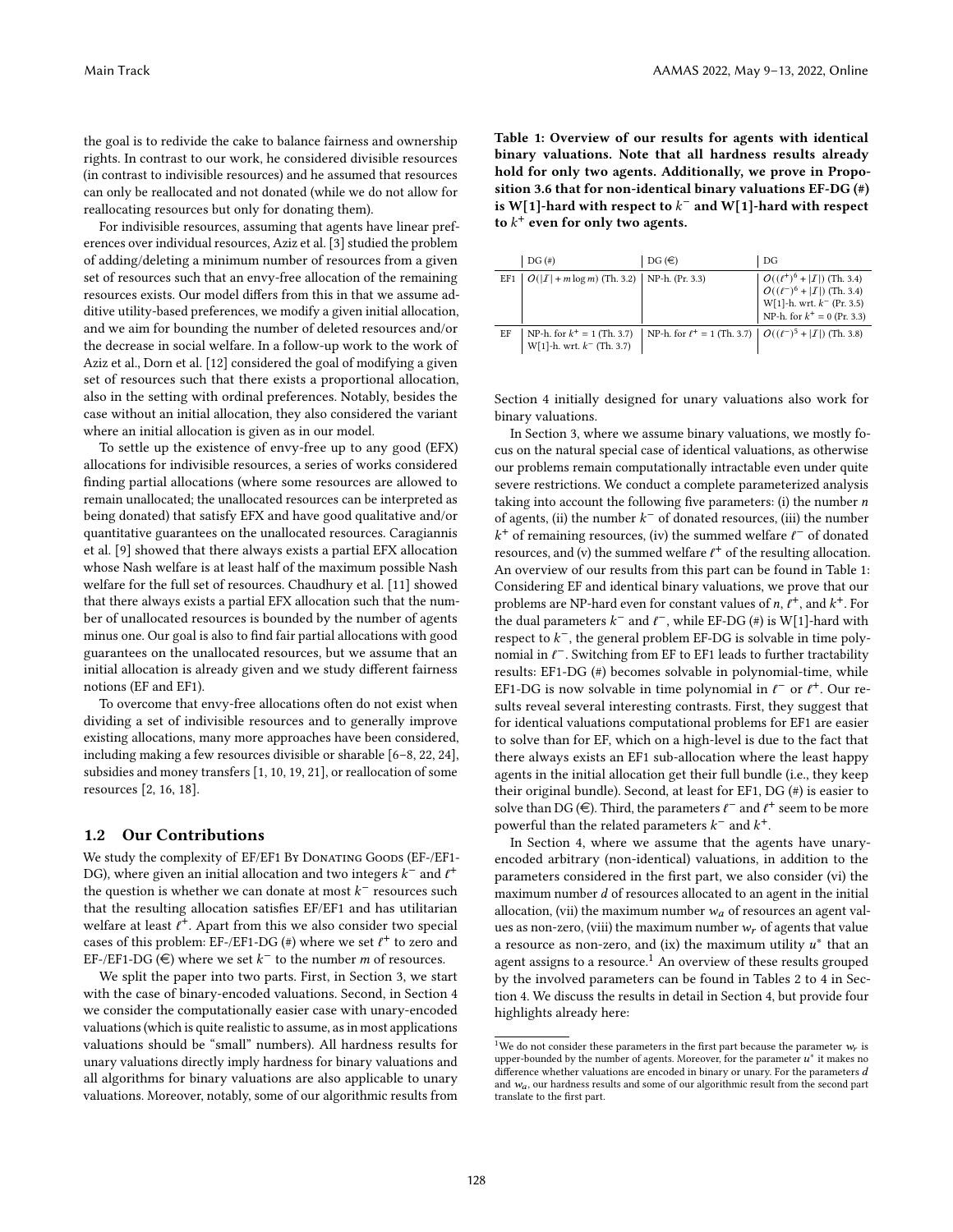the goal is to redivide the cake to balance fairness and ownership rights. In contrast to our work, he considered divisible resources (in contrast to indivisible resources) and he assumed that resources can only be reallocated and not donated (while we do not allow for reallocating resources but only for donating them).

For indivisible resources, assuming that agents have linear preferences over individual resources, Aziz et al. [3] studied the problem of adding/deleting a minimum number of resources from a given set of resources such that an envy-free allocation of the remaining resources exists. Our model differs from this in that we assume additive utility-based preferences, we modify a given initial allocation, and we aim for bounding the number of deleted resources and/or the decrease in social welfare. In a follow-up work to the work of Aziz et al., Dorn et al. [12] considered the goal of modifying a given set of resources such that there exists a proportional allocation, also in the setting with ordinal preferences. Notably, besides the case without an initial allocation, they also considered the variant where an initial allocation is given as in our model.

To settle up the existence of envy-free up to any good (EFX) allocations for indivisible resources, a series of works considered finding partial allocations (where some resources are allowed to remain unallocated; the unallocated resources can be interpreted as being donated) that satisfy EFX and have good qualitative and/or quantitative guarantees on the unallocated resources. Caragiannis et al. [9] showed that there always exists a partial EFX allocation whose Nash welfare is at least half of the maximum possible Nash welfare for the full set of resources. Chaudhury et al. [11] showed that there always exists a partial EFX allocation such that the number of unallocated resources is bounded by the number of agents minus one. Our goal is also to find fair partial allocations with good guarantees on the unallocated resources, but we assume that an initial allocation is already given and we study different fairness notions (EF and EF1).

To overcome that envy-free allocations often do not exist when dividing a set of indivisible resources and to generally improve existing allocations, many more approaches have been considered, including making a few resources divisible or sharable [6–8, 22, 24], subsidies and money transfers [1, 10, 19, 21], or reallocation of some resources [2, 16, 18].

## 1.2 Our Contributions

We study the complexity of EF/EF1 By Donating Goods (EF-/EF1-DG), where given an initial allocation and two integers $k^-$ and $\ell^+$ the question is whether we can donate at most $k^-$ resources such that the resulting allocation satisfies EF/EF1 and has utilitarian welfare at least $\ell^+$. Apart from this we also consider two special cases of this problem: EF-/EF1-DG (#) where we set $\ell^+$ to zero and EF-/EF1-DG (€) where we set $k^-$ to the number $m$ of resources.

We split the paper into two parts. First, in Section 3, we start with the case of binary-encoded valuations. Second, in Section 4 we consider the computationally easier case with unary-encoded valuations (which is quite realistic to assume, as in most applications valuations should be "small" numbers). All hardness results for unary valuations directly imply hardness for binary valuations and all algorithms for binary valuations are also applicable to unary valuations. Moreover, notably, some of our algorithmic results from Section 4 initially designed for unary valuations also work for binary valuations.

**Table 1: Overview of our results for agents with identical binary valuations. Note that all hardness results already hold for only two agents. Additionally, we prove in Proposition 3.6 that for non-identical binary valuations EF-DG (#) is W[1]-hard with respect to $k^-$ and W[1]-hard with respect to $k^+$ even for only two agents.**

| | DG (#) | DG (€) | DG |
|---|---|---|---|
| EF1 | $O(\lvert\mathcal{I}\rvert + m \log m)$ (Th. 3.2) | NP-h. (Pr. 3.3) | $O((\ell^+)^6 + \lvert\mathcal{I}\rvert)$ (Th. 3.4) <br> $O((\ell^-)^6 + \lvert\mathcal{I}\rvert)$ (Th. 3.4) <br> W[1]-h. wrt. $k^-$ (Pr. 3.5) <br> NP-h. for $k^+ = 0$ (Pr. 3.3) |
| EF | NP-h. for $k^+ = 1$ (Th. 3.7) <br> W[1]-h. wrt. $k^-$ (Th. 3.7) | NP-h. for $\ell^+ = 1$ (Th. 3.7) | $O((\ell^-)^5 + \lvert\mathcal{I}\rvert)$ (Th. 3.8) |

In Section 3, where we assume binary valuations, we mostly focus on the natural special case of identical valuations, as otherwise our problems remain computationally intractable even under quite severe restrictions. We conduct a complete parameterized analysis taking into account the following five parameters: (i) the number $n$ of agents, (ii) the number $k^-$ of donated resources, (iii) the number $k^+$ of remaining resources, (iv) the summed welfare $\ell^-$ of donated resources, and (v) the summed welfare $\ell^+$ of the resulting allocation. An overview of our results from this part can be found in Table 1: Considering EF and identical binary valuations, we prove that our problems are NP-hard even for constant values of $n$, $\ell^+$, and $k^+$. For the dual parameters $k^-$ and $\ell^-$, while EF-DG (#) is W[1]-hard with respect to $k^-$, the general problem EF-DG is solvable in time polynomial in $\ell^-$. Switching from EF to EF1 leads to further tractability results: EF1-DG (#) becomes solvable in polynomial-time, while EF1-DG is now solvable in time polynomial in $\ell^-$ or $\ell^+$. Our results reveal several interesting contrasts. First, they suggest that for identical valuations computational problems for EF1 are easier to solve than for EF, which on a high-level is due to the fact that there always exists an EF1 sub-allocation where the least happy agents in the initial allocation get their full bundle (i.e., they keep their original bundle). Second, at least for EF1, DG (#) is easier to solve than DG (€). Third, the parameters $\ell^-$ and $\ell^+$ seem to be more powerful than the related parameters $k^-$ and $k^+$.

In Section 4, where we assume that the agents have unary-encoded arbitrary (non-identical) valuations, in addition to the parameters considered in the first part, we also consider (vi) the maximum number $d$ of resources allocated to an agent in the initial allocation, (vii) the maximum number $w_a$ of resources an agent values as non-zero, (viii) the maximum number $w_r$ of agents that value a resource as non-zero, and (ix) the maximum utility $u^*$ that an agent assigns to a resource.[1] An overview of these results grouped by the involved parameters can be found in Tables 2 to 4 in Section 4. We discuss the results in detail in Section 4, but provide four highlights already here:

[1] We do not consider these parameters in the first part because the parameter $w_r$ is upper-bounded by the number of agents. Moreover, for the parameter $u^*$ it makes no difference whether valuations are encoded in binary or unary. For the parameters $d$ and $w_a$, our hardness results and some of our algorithmic result from the second part translate to the first part.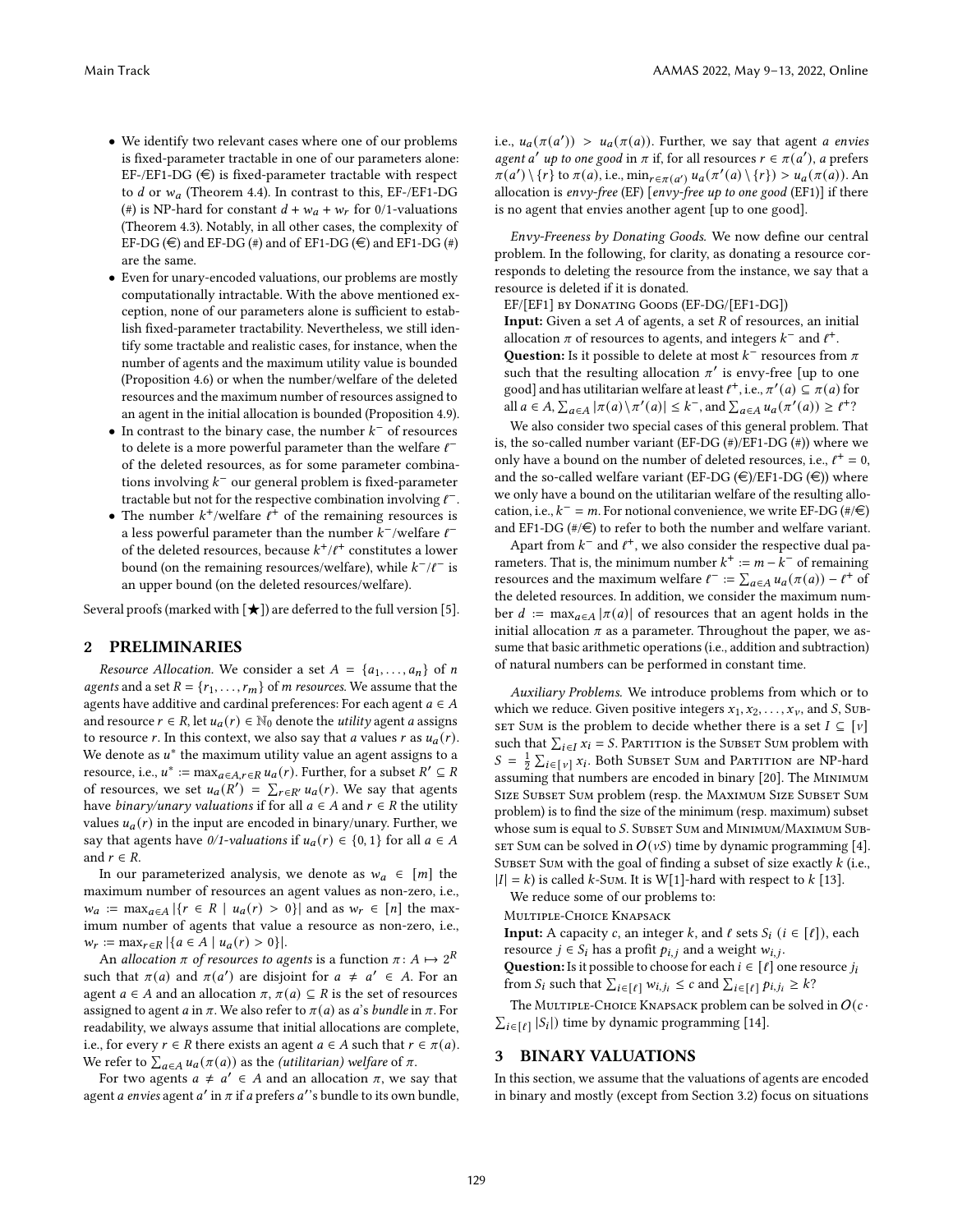- We identify two relevant cases where one of our problems is fixed-parameter tractable in one of our parameters alone: EF-/EF1-DG (€) is fixed-parameter tractable with respect to $d$ or $w_a$ (Theorem 4.4). In contrast to this, EF-/EF1-DG (#) is NP-hard for constant $d + w_a + w_r$ for 0/1-valuations (Theorem 4.3). Notably, in all other cases, the complexity of EF-DG (€) and EF-DG (#) and of EF1-DG (€) and EF1-DG (#) are the same.
- Even for unary-encoded valuations, our problems are mostly computationally intractable. With the above mentioned exception, none of our parameters alone is sufficient to establish fixed-parameter tractability. Nevertheless, we still identify some tractable and realistic cases, for instance, when the number of agents and the maximum utility value is bounded (Proposition 4.6) or when the number/welfare of the deleted resources and the maximum number of resources assigned to an agent in the initial allocation is bounded (Proposition 4.9).
- In contrast to the binary case, the number $k^-$ of resources to delete is a more powerful parameter than the welfare $\ell^-$ of the deleted resources, as for some parameter combinations involving $k^-$ our general problem is fixed-parameter tractable but not for the respective combination involving $\ell^-$.
- The number $k^+$/welfare $\ell^+$ of the remaining resources is a less powerful parameter than the number $k^-$/welfare $\ell^-$ of the deleted resources, because $k^+/\ell^+$ constitutes a lower bound (on the remaining resources/welfare), while $k^-/\ell^-$ is an upper bound (on the deleted resources/welfare).

Several proofs (marked with [★]) are deferred to the full version [5].

## 2 PRELIMINARIES

*Resource Allocation.* We consider a set $A = \{a_1, \ldots, a_n\}$ of $n$ *agents* and a set $R = \{r_1, \ldots, r_m\}$ of $m$ *resources*. We assume that the agents have additive and cardinal preferences: For each agent $a \in A$ and resource $r \in R$, let $u_a(r) \in \mathbb{N}_0$ denote the *utility* agent $a$ assigns to resource $r$. In this context, we also say that $a$ values $r$ as $u_a(r)$. We denote as $u^*$ the maximum utility value an agent assigns to a resource, i.e., $u^* := \max_{a \in A, r \in R} u_a(r)$. Further, for a subset $R' \subseteq R$ of resources, we set $u_a(R') = \sum_{r \in R'} u_a(r)$. We say that agents have *binary/unary valuations* if for all $a \in A$ and $r \in R$ the utility values $u_a(r)$ in the input are encoded in binary/unary. Further, we say that agents have *0/1-valuations* if $u_a(r) \in \{0, 1\}$ for all $a \in A$ and $r \in R$.

In our parameterized analysis, we denote as $w_a \in [m]$ the maximum number of resources an agent values as non-zero, i.e., $w_a := \max_{a \in A} |\{r \in R \mid u_a(r) > 0\}|$ and as $w_r \in [n]$ the maximum number of agents that value a resource as non-zero, i.e., $w_r := \max_{r \in R} |\{a \in A \mid u_a(r) > 0\}|$.

An *allocation $\pi$ of resources to agents* is a function $\pi \colon A \mapsto 2^R$ such that $\pi(a)$ and $\pi(a')$ are disjoint for $a \neq a' \in A$. For an agent $a \in A$ and an allocation $\pi$, $\pi(a) \subseteq R$ is the set of resources assigned to agent $a$ in $\pi$. We also refer to $\pi(a)$ as $a$'s *bundle* in $\pi$. For readability, we always assume that initial allocations are complete, i.e., for every $r \in R$ there exists an agent $a \in A$ such that $r \in \pi(a)$. We refer to $\sum_{a \in A} u_a(\pi(a))$ as the *(utilitarian) welfare* of $\pi$.

For two agents $a \neq a' \in A$ and an allocation $\pi$, we say that agent *a envies* agent $a'$ in $\pi$ if $a$ prefers $a'$'s bundle to its own bundle, i.e., $u_a(\pi(a')) > u_a(\pi(a))$. Further, we say that agent *a envies agent $a'$ up to one good* in $\pi$ if, for all resources $r \in \pi(a')$, $a$ prefers $\pi(a') \setminus \{r\}$ to $\pi(a)$, i.e., $\min_{r \in \pi(a')} u_a(\pi'(a) \setminus \{r\}) > u_a(\pi(a))$. An allocation is *envy-free* (EF) [*envy-free up to one good* (EF1)] if there is no agent that envies another agent [up to one good].

*Envy-Freeness by Donating Goods.* We now define our central problem. In the following, for clarity, as donating a resource corresponds to deleting the resource from the instance, we say that a resource is deleted if it is donated.

EF/[EF1] by Donating Goods (EF-DG/[EF1-DG])

**Input:** Given a set $A$ of agents, a set $R$ of resources, an initial allocation $\pi$ of resources to agents, and integers $k^-$ and $\ell^+$.

**Question:** Is it possible to delete at most $k^-$ resources from $\pi$ such that the resulting allocation $\pi'$ is envy-free [up to one good] and has utilitarian welfare at least $\ell^+$, i.e., $\pi'(a) \subseteq \pi(a)$ for all $a \in A$, $\sum_{a \in A} |\pi(a) \setminus \pi'(a)| \leq k^-$, and $\sum_{a \in A} u_a(\pi'(a)) \geq \ell^+$?

We also consider two special cases of this general problem. That is, the so-called number variant (EF-DG (#)/EF1-DG (#)) where we only have a bound on the number of deleted resources, i.e., $\ell^+ = 0$, and the so-called welfare variant (EF-DG (€)/EF1-DG (€)) where we only have a bound on the utilitarian welfare of the resulting allocation, i.e., $k^- = m$. For notional convenience, we write EF-DG (#/€) and EF1-DG (#/€) to refer to both the number and welfare variant.

Apart from $k^-$ and $\ell^+$, we also consider the respective dual parameters. That is, the minimum number $k^+ := m - k^-$ of remaining resources and the maximum welfare $\ell^- := \sum_{a \in A} u_a(\pi(a)) - \ell^+$ of the deleted resources. In addition, we consider the maximum number $d := \max_{a \in A} |\pi(a)|$ of resources that an agent holds in the initial allocation $\pi$ as a parameter. Throughout the paper, we assume that basic arithmetic operations (i.e., addition and subtraction) of natural numbers can be performed in constant time.

*Auxiliary Problems.* We introduce problems from which or to which we reduce. Given positive integers $x_1, x_2, \ldots, x_\nu$, and $S$, Subset Sum is the problem to decide whether there is a set $I \subseteq [\nu]$ such that $\sum_{i \in I} x_i = S$. Partition is the Subset Sum problem with $S = \frac{1}{2} \sum_{i \in [\nu]} x_i$. Both Subset Sum and Partition are NP-hard assuming that numbers are encoded in binary [20]. The Minimum Size Subset Sum problem (resp. the Maximum Size Subset Sum problem) is to find the size of the minimum (resp. maximum) subset whose sum is equal to $S$. Subset Sum and Minimum/Maximum Subset Sum can be solved in $O(\nu S)$ time by dynamic programming [4]. Subset Sum with the goal of finding a subset of size exactly $k$ (i.e., $|I| = k$) is called $k$-Sum. It is W[1]-hard with respect to $k$ [13].

We reduce some of our problems to:

Multiple-Choice Knapsack

**Input:** A capacity $c$, an integer $k$, and $\ell$ sets $S_i$ ($i \in [\ell]$), each resource $j \in S_i$ has a profit $p_{i,j}$ and a weight $w_{i,j}$.

**Question:** Is it possible to choose for each $i \in [\ell]$ one resource $j_i$ from $S_i$ such that $\sum_{i \in [\ell]} w_{i,j_i} \leq c$ and $\sum_{i \in [\ell]} p_{i,j_i} \geq k$?

The Multiple-Choice Knapsack problem can be solved in $O(c \cdot \sum_{i \in [\ell]} |S_i|)$ time by dynamic programming [14].

## 3 BINARY VALUATIONS

In this section, we assume that the valuations of agents are encoded in binary and mostly (except from Section 3.2) focus on situations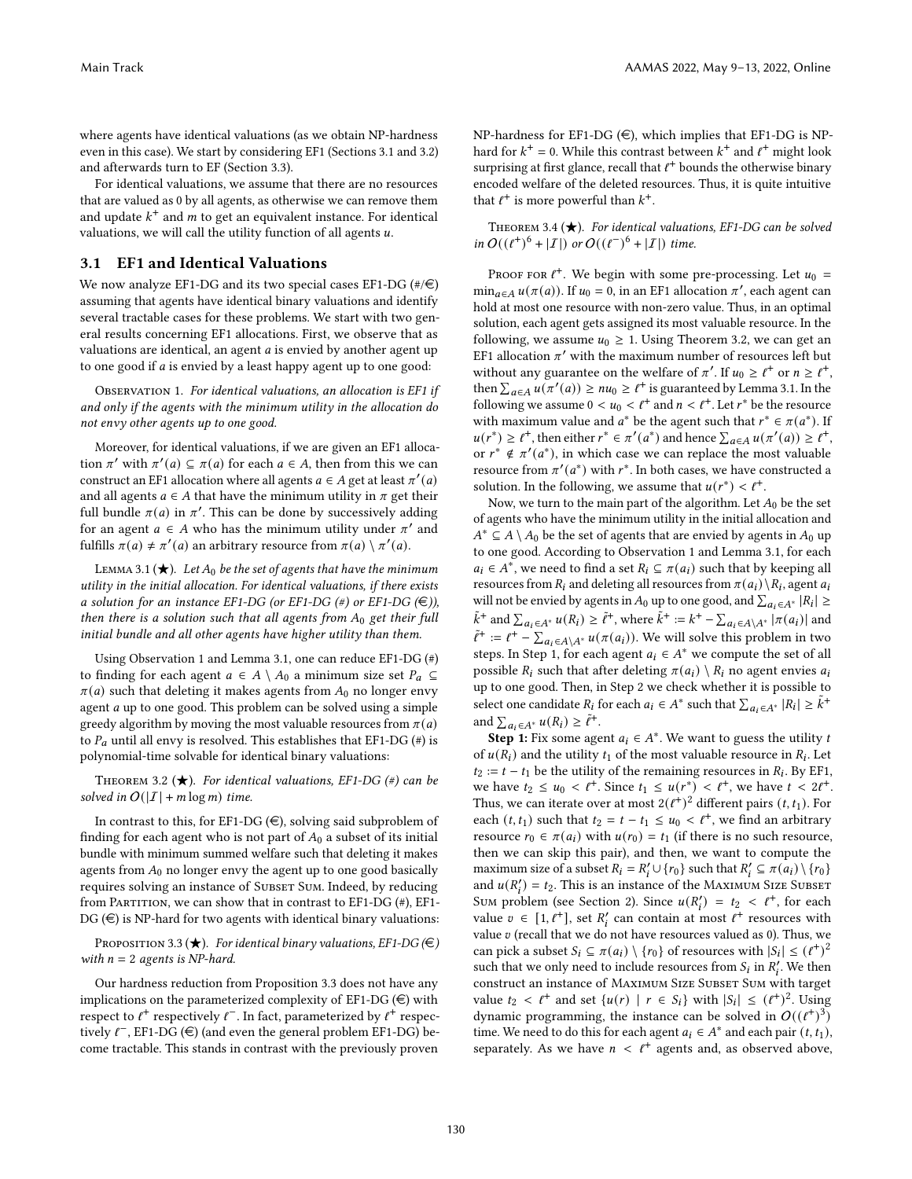where agents have identical valuations (as we obtain NP-hardness even in this case). We start by considering EF1 (Sections 3.1 and 3.2) and afterwards turn to EF (Section 3.3).

For identical valuations, we assume that there are no resources that are valued as 0 by all agents, as otherwise we can remove them and update $k^+$ and $m$ to get an equivalent instance. For identical valuations, we will call the utility function of all agents $u$.

## 3.1 EF1 and Identical Valuations

We now analyze EF1-DG and its two special cases EF1-DG (#/€) assuming that agents have identical binary valuations and identify several tractable cases for these problems. We start with two general results concerning EF1 allocations. First, we observe that as valuations are identical, an agent $a$ is envied by another agent up to one good if $a$ is envied by a least happy agent up to one good:

Observation 1. *For identical valuations, an allocation is EF1 if and only if the agents with the minimum utility in the allocation do not envy other agents up to one good.*

Moreover, for identical valuations, if we are given an EF1 allocation $\pi'$ with $\pi'(a) \subseteq \pi(a)$ for each $a \in A$, then from this we can construct an EF1 allocation where all agents $a \in A$ get at least $\pi'(a)$ and all agents $a \in A$ that have the minimum utility in $\pi$ get their full bundle $\pi(a)$ in $\pi'$. This can be done by successively adding for an agent $a \in A$ who has the minimum utility under $\pi'$ and fulfills $\pi(a) \neq \pi'(a)$ an arbitrary resource from $\pi(a) \setminus \pi'(a)$.

Lemma 3.1 (★). *Let $A_0$ be the set of agents that have the minimum utility in the initial allocation. For identical valuations, if there exists a solution for an instance EF1-DG (or EF1-DG (#) or EF1-DG (€)), then there is a solution such that all agents from $A_0$ get their full initial bundle and all other agents have higher utility than them.*

Using Observation 1 and Lemma 3.1, one can reduce EF1-DG (#) to finding for each agent $a \in A \setminus A_0$ a minimum size set $P_a \subseteq \pi(a)$ such that deleting it makes agents from $A_0$ no longer envy agent $a$ up to one good. This problem can be solved using a simple greedy algorithm by moving the most valuable resources from $\pi(a)$ to $P_a$ until all envy is resolved. This establishes that EF1-DG (#) is polynomial-time solvable for identical binary valuations:

Theorem 3.2 (★). *For identical valuations, EF1-DG (#) can be solved in $O(|\mathcal{I}| + m \log m)$ time.*

In contrast to this, for EF1-DG (€), solving said subproblem of finding for each agent who is not part of $A_0$ a subset of its initial bundle with minimum summed welfare such that deleting it makes agents from $A_0$ no longer envy the agent up to one good basically requires solving an instance of Subset Sum. Indeed, by reducing from Partition, we can show that in contrast to EF1-DG (#), EF1-DG (€) is NP-hard for two agents with identical binary valuations:

Proposition 3.3 (★). *For identical binary valuations, EF1-DG (€) with $n = 2$ agents is NP-hard.*

Our hardness reduction from Proposition 3.3 does not have any implications on the parameterized complexity of EF1-DG (€) with respect to $\ell^+$ respectively $\ell^-$. In fact, parameterized by $\ell^+$ respectively $\ell^-$, EF1-DG (€) (and even the general problem EF1-DG) become tractable. This stands in contrast with the previously proven NP-hardness for EF1-DG (€), which implies that EF1-DG is NP-hard for $k^+ = 0$. While this contrast between $k^+$ and $\ell^+$ might look surprising at first glance, recall that $\ell^+$ bounds the otherwise binary encoded welfare of the deleted resources. Thus, it is quite intuitive that $\ell^+$ is more powerful than $k^+$.

Theorem 3.4 (★). *For identical valuations, EF1-DG can be solved in $O((\ell^+)^6 + |\mathcal{I}|)$ or $O((\ell^-)^6 + |\mathcal{I}|)$ time.*

Proof for $\ell^+$. We begin with some pre-processing. Let $u_0 = \min_{a \in A} u(\pi(a))$. If $u_0 = 0$, in an EF1 allocation $\pi'$, each agent can hold at most one resource with non-zero value. Thus, in an optimal solution, each agent gets assigned its most valuable resource. In the following, we assume $u_0 \geq 1$. Using Theorem 3.2, we can get an EF1 allocation $\pi'$ with the maximum number of resources left but without any guarantee on the welfare of $\pi'$. If $u_0 \geq \ell^+$ or $n \geq \ell^+$, then $\sum_{a \in A} u(\pi'(a)) \geq n u_0 \geq \ell^+$ is guaranteed by Lemma 3.1. In the following we assume $0 < u_0 < \ell^+$ and $n < \ell^+$. Let $r^*$ be the resource with maximum value and $a^*$ be the agent such that $r^* \in \pi(a^*)$. If $u(r^*) \geq \ell^+$, then either $r^* \in \pi'(a^*)$ and hence $\sum_{a \in A} u(\pi'(a)) \geq \ell^+$, or $r^* \notin \pi'(a^*)$, in which case we can replace the most valuable resource from $\pi'(a^*)$ with $r^*$. In both cases, we have constructed a solution. In the following, we assume that $u(r^*) < \ell^+$.

Now, we turn to the main part of the algorithm. Let $A_0$ be the set of agents who have the minimum utility in the initial allocation and $A^* \subseteq A \setminus A_0$ be the set of agents that are envied by agents in $A_0$ up to one good. According to Observation 1 and Lemma 3.1, for each $a_i \in A^*$, we need to find a set $R_i \subseteq \pi(a_i)$ such that by keeping all resources from $R_i$ and deleting all resources from $\pi(a_i) \setminus R_i$, agent $a_i$ will not be envied by agents in $A_0$ up to one good, and $\sum_{a_i \in A^*} |R_i| \geq \tilde{k}^+$ and $\sum_{a_i \in A^*} u(R_i) \geq \tilde{\ell}^+$, where $\tilde{k}^+ := k^+ - \sum_{a_i \in A \setminus A^*} |\pi(a_i)|$ and $\tilde{\ell}^+ := \ell^+ - \sum_{a_i \in A \setminus A^*} u(\pi(a_i))$. We will solve this problem in two steps. In Step 1, for each agent $a_i \in A^*$ we compute the set of all possible $R_i$ such that after deleting $\pi(a_i) \setminus R_i$ no agent envies $a_i$ up to one good. Then, in Step 2 we check whether it is possible to select one candidate $R_i$ for each $a_i \in A^*$ such that $\sum_{a_i \in A^*} |R_i| \geq \tilde{k}^+$ and $\sum_{a_i \in A^*} u(R_i) \geq \tilde{\ell}^+$.

**Step 1:** Fix some agent $a_i \in A^*$. We want to guess the utility $t$ of $u(R_i)$ and the utility $t_1$ of the most valuable resource in $R_i$. Let $t_2 := t - t_1$ be the utility of the remaining resources in $R_i$. By EF1, we have $t_2 \leq u_0 < \ell^+$. Since $t_1 \leq u(r^*) < \ell^+$, we have $t < 2\ell^+$. Thus, we can iterate over at most $2(\ell^+)^2$ different pairs $(t, t_1)$. For each $(t, t_1)$ such that $t_2 = t - t_1 \leq u_0 < \ell^+$, we find an arbitrary resource $r_0 \in \pi(a_i)$ with $u(r_0) = t_1$ (if there is no such resource, then we can skip this pair), and then, we want to compute the maximum size of a subset $R_i = R'_i \cup \{r_0\}$ such that $R'_i \subseteq \pi(a_i) \setminus \{r_0\}$ and $u(R'_i) = t_2$. This is an instance of the Maximum Size Subset Sum problem (see Section 2). Since $u(R'_i) = t_2 < \ell^+$, for each value $v \in [1, \ell^+]$, set $R'_i$ can contain at most $\ell^+$ resources with value $v$ (recall that we do not have resources valued as 0). Thus, we can pick a subset $S_i \subseteq \pi(a_i) \setminus \{r_0\}$ of resources with $|S_i| \leq (\ell^+)^2$ such that we only need to include resources from $S_i$ in $R'_i$. We then construct an instance of Maximum Size Subset Sum with target value $t_2 < \ell^+$ and set $\{u(r) \mid r \in S_i\}$ with $|S_i| \leq (\ell^+)^2$. Using dynamic programming, the instance can be solved in $O((\ell^+)^3)$ time. We need to do this for each agent $a_i \in A^*$ and each pair $(t, t_1)$, separately. As we have $n < \ell^+$ agents and, as observed above,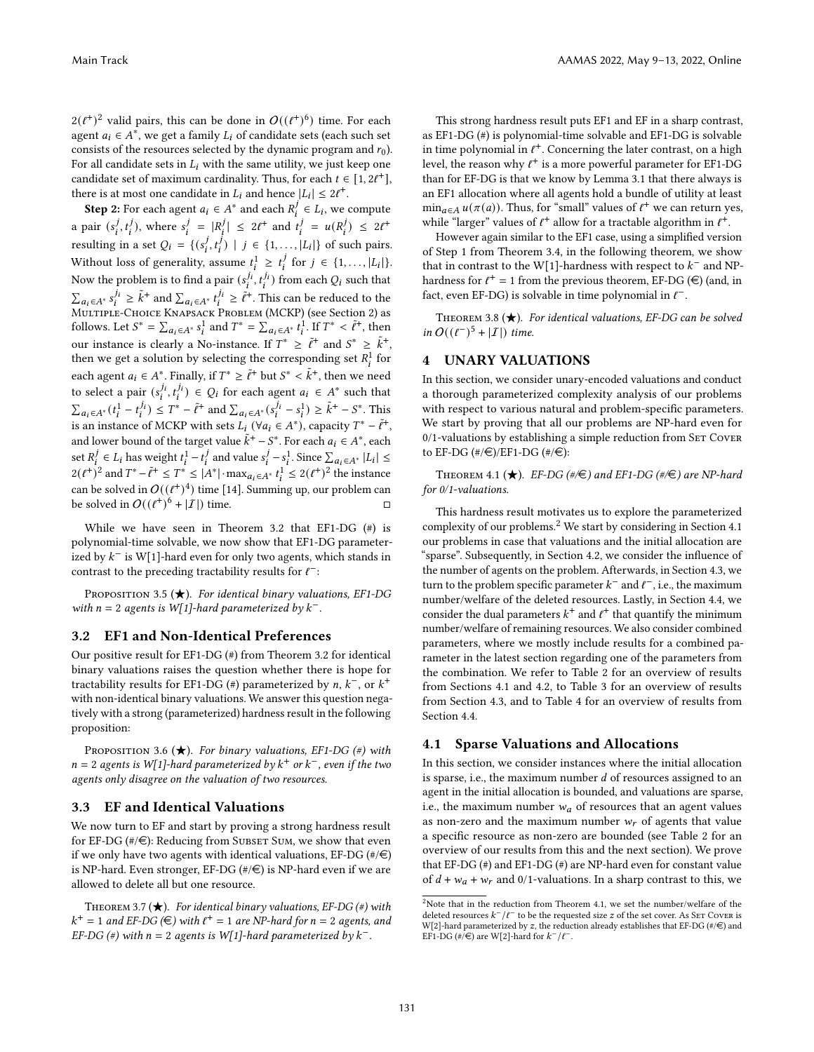$2(\ell^+)^2$ valid pairs, this can be done in $O((\ell^+)^6)$ time. For each agent $a_i \in A^*$, we get a family $L_i$ of candidate sets (each such set consists of the resources selected by the dynamic program and $r_0$). For all candidate sets in $L_i$ with the same utility, we just keep one candidate set of maximum cardinality. Thus, for each $t \in [1, 2\ell^+]$, there is at most one candidate in $L_i$ and hence $|L_i| \leq 2\ell^+$.

**Step 2:** For each agent $a_i \in A^*$ and each $R_i^j \in L_i$, we compute a pair $(s_i^j, t_i^j)$, where $s_i^j = |R_i^j| \leq 2\ell^+$ and $t_i^j = u(R_i^j) \leq 2\ell^+$ resulting in a set $Q_i = \{(s_i^j, t_i^j) \mid j \in \{1, \ldots, |L_i|\}\}$ of such pairs. Without loss of generality, assume $t_i^1 \geq t_i^j$ for $j \in \{1, \ldots, |L_i|\}$. Now the problem is to find a pair $(s_i^{j_i}, t_i^{j_i})$ from each $Q_i$ such that $\sum_{a_i \in A^*} s_i^{j_i} \geq \tilde{k}^+$ and $\sum_{a_i \in A^*} t_i^{j_i} \geq \tilde{\ell}^+$. This can be reduced to the Multiple-Choice Knapsack Problem (MCKP) (see Section 2) as follows. Let $S^* = \sum_{a_i \in A^*} s_i^1$ and $T^* = \sum_{a_i \in A^*} t_i^1$. If $T^* < \tilde{\ell}^+$, then our instance is clearly a No-instance. If $T^* \geq \tilde{\ell}^+$ and $S^* \geq \tilde{k}^+$, then we get a solution by selecting the corresponding set $R_i^1$ for each agent $a_i \in A^*$. Finally, if $T^* \geq \tilde{\ell}^+$ but $S^* < \tilde{k}^+$, then we need to select a pair $(s_i^{j_i}, t_i^{j_i}) \in Q_i$ for each agent $a_i \in A^*$ such that $\sum_{a_i \in A^*} (t_i^1 - t_i^{j_i}) \leq T^* - \tilde{\ell}^+$ and $\sum_{a_i \in A^*} (s_i^{j_i} - s_i^1) \geq \tilde{k}^+ - S^*$. This is an instance of MCKP with sets $L_i$ ($\forall a_i \in A^*$), capacity $T^* - \tilde{\ell}^+$, and lower bound of the target value $\tilde{k}^+ - S^*$. For each $a_i \in A^*$, each set $R_i^j \in L_i$ has weight $t_i^1 - t_i^j$ and value $s_i^j - s_i^1$. Since $\sum_{a_i \in A^*} |L_i| \leq 2(\ell^+)^2$ and $T^* - \tilde{\ell}^+ \leq T^* \leq |A^*| \cdot \max_{a_i \in A^*} t_i^1 \leq 2(\ell^+)^2$ the instance can be solved in $O((\ell^+)^4)$ time [14]. Summing up, our problem can be solved in $O((\ell^+)^6 + |\mathcal{I}|)$ time. □

While we have seen in Theorem 3.2 that EF1-DG (#) is polynomial-time solvable, we now show that EF1-DG parameterized by $k^-$ is W[1]-hard even for only two agents, which stands in contrast to the preceding tractability results for $\ell^-$:

Proposition 3.5 (★). *For identical binary valuations, EF1-DG with $n = 2$ agents is W[1]-hard parameterized by $k^-$.*

### 3.2 EF1 and Non-Identical Preferences

Our positive result for EF1-DG (#) from Theorem 3.2 for identical binary valuations raises the question whether there is hope for tractability results for EF1-DG (#) parameterized by $n$, $k^-$, or $k^+$ with non-identical binary valuations. We answer this question negatively with a strong (parameterized) hardness result in the following proposition:

Proposition 3.6 (★). *For binary valuations, EF1-DG (#) with $n = 2$ agents is W[1]-hard parameterized by $k^+$ or $k^-$, even if the two agents only disagree on the valuation of two resources.*

### 3.3 EF and Identical Valuations

We now turn to EF and start by proving a strong hardness result for EF-DG (#/€): Reducing from Subset Sum, we show that even if we only have two agents with identical valuations, EF-DG (#/€) is NP-hard. Even stronger, EF-DG (#/€) is NP-hard even if we are allowed to delete all but one resource.

Theorem 3.7 (★). *For identical binary valuations, EF-DG (#) with $k^+ = 1$ and EF-DG (€) with $\ell^+ = 1$ are NP-hard for $n = 2$ agents, and EF-DG (#) with $n = 2$ agents is W[1]-hard parameterized by $k^-$.*

This strong hardness result puts EF1 and EF in a sharp contrast, as EF1-DG (#) is polynomial-time solvable and EF1-DG is solvable in time polynomial in $\ell^+$. Concerning the later contrast, on a high level, the reason why $\ell^+$ is a more powerful parameter for EF1-DG than for EF-DG is that we know by Lemma 3.1 that there always is an EF1 allocation where all agents hold a bundle of utility at least $\min_{a \in A} u(\pi(a))$. Thus, for "small" values of $\ell^+$ we can return yes, while "larger" values of $\ell^+$ allow for a tractable algorithm in $\ell^+$.

However again similar to the EF1 case, using a simplified version of Step 1 from Theorem 3.4, in the following theorem, we show that in contrast to the W[1]-hardness with respect to $k^-$ and NP-hardness for $\ell^+ = 1$ from the previous theorem, EF-DG (€) (and, in fact, even EF-DG) is solvable in time polynomial in $\ell^-$.

Theorem 3.8 (★). *For identical valuations, EF-DG can be solved in $O((\ell^-)^5 + |\mathcal{I}|)$ time.*

## 4 UNARY VALUATIONS

In this section, we consider unary-encoded valuations and conduct a thorough parameterized complexity analysis of our problems with respect to various natural and problem-specific parameters. We start by proving that all our problems are NP-hard even for 0/1-valuations by establishing a simple reduction from Set Cover to EF-DG (#/€)/EF1-DG (#/€):

Theorem 4.1 (★). *EF-DG (#/€) and EF1-DG (#/€) are NP-hard for 0/1-valuations.*

This hardness result motivates us to explore the parameterized complexity of our problems.[2] We start by considering in Section 4.1 our problems in case that valuations and the initial allocation are "sparse". Subsequently, in Section 4.2, we consider the influence of the number of agents on the problem. Afterwards, in Section 4.3, we turn to the problem specific parameter $k^-$ and $\ell^-$, i.e., the maximum number/welfare of the deleted resources. Lastly, in Section 4.4, we consider the dual parameters $k^+$ and $\ell^+$ that quantify the minimum number/welfare of remaining resources. We also consider combined parameters, where we mostly include results for a combined parameter in the latest section regarding one of the parameters from the combination. We refer to Table 2 for an overview of results from Sections 4.1 and 4.2, to Table 3 for an overview of results from Section 4.3, and to Table 4 for an overview of results from Section 4.4.

### 4.1 Sparse Valuations and Allocations

In this section, we consider instances where the initial allocation is sparse, i.e., the maximum number $d$ of resources assigned to an agent in the initial allocation is bounded, and valuations are sparse, i.e., the maximum number $w_a$ of resources that an agent values as non-zero and the maximum number $w_r$ of agents that value a specific resource as non-zero are bounded (see Table 2 for an overview of our results from this and the next section). We prove that EF-DG (#) and EF1-DG (#) are NP-hard even for constant value of $d + w_a + w_r$ and 0/1-valuations. In a sharp contrast to this, we

[2] Note that in the reduction from Theorem 4.1, we set the number/welfare of the deleted resources $k^-/\ell^-$ to be the requested size $z$ of the set cover. As Set Cover is W[2]-hard parameterized by $z$, the reduction already establishes that EF-DG (#/€) and EF1-DG (#/€) are W[2]-hard for $k^-/\ell^-$.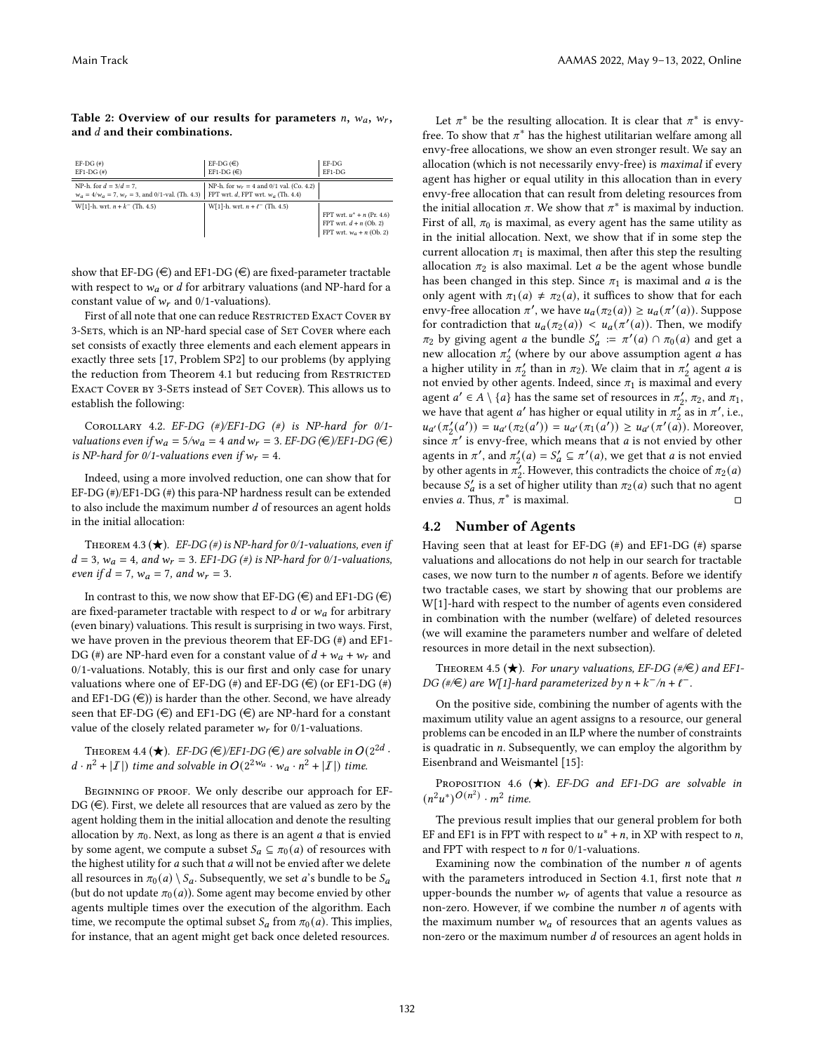**Table 2: Overview of our results for parameters $n$, $w_a$, $w_r$, and $d$ and their combinations.**

| EF-DG (#) EF1-DG (#) | EF-DG (€) EF1-DG (€) | EF-DG EF1-DG |
|---|---|---|
| NP-h. for $d = 3/d = 7$, $w_a = 4/w_a = 7$, $w_r = 3$, and 0/1-val. (Th. 4.3) | NP-h. for $w_r = 4$ and 0/1 val. (Co. 4.2) FPT wrt. $d$, FPT wrt. $w_a$ (Th. 4.4) | |
| W[1]-h. wrt. $n + k^-$ (Th. 4.5) | W[1]-h. wrt. $n + \ell^-$ (Th. 4.5) | FPT wrt. $u^* + n$ (Pr. 4.6) FPT wrt. $d + n$ (Ob. 2) FPT wrt. $w_a + n$ (Ob. 2) |

show that EF-DG (€) and EF1-DG (€) are fixed-parameter tractable with respect to $w_a$ or $d$ for arbitrary valuations (and NP-hard for a constant value of $w_r$ and 0/1-valuations).

First of all note that one can reduce Restricted Exact Cover by 3-Sets, which is an NP-hard special case of Set Cover where each set consists of exactly three elements and each element appears in exactly three sets [17, Problem SP2] to our problems (by applying the reduction from Theorem 4.1 but reducing from Restricted Exact Cover by 3-Sets instead of Set Cover). This allows us to establish the following:

Corollary 4.2. *EF-DG (#)/EF1-DG (#) is NP-hard for 0/1-valuations even if $w_a = 5/w_a = 4$ and $w_r = 3$. EF-DG (€)/EF1-DG (€) is NP-hard for 0/1-valuations even if $w_r = 4$.*

Indeed, using a more involved reduction, one can show that for EF-DG (#)/EF1-DG (#) this para-NP hardness result can be extended to also include the maximum number $d$ of resources an agent holds in the initial allocation:

Theorem 4.3 (★). *EF-DG (#) is NP-hard for 0/1-valuations, even if $d = 3$, $w_a = 4$, and $w_r = 3$. EF1-DG (#) is NP-hard for 0/1-valuations, even if $d = 7$, $w_a = 7$, and $w_r = 3$.*

In contrast to this, we now show that EF-DG (€) and EF1-DG (€) are fixed-parameter tractable with respect to $d$ or $w_a$ for arbitrary (even binary) valuations. This result is surprising in two ways. First, we have proven in the previous theorem that EF-DG (#) and EF1-DG (#) are NP-hard even for a constant value of $d + w_a + w_r$ and 0/1-valuations. Notably, this is our first and only case for unary valuations where one of EF-DG (#) and EF-DG (€) (or EF1-DG (#) and EF1-DG (€)) is harder than the other. Second, we have already seen that EF-DG (€) and EF1-DG (€) are NP-hard for a constant value of the closely related parameter $w_r$ for 0/1-valuations.

Theorem 4.4 (★). *EF-DG (€)/EF1-DG (€) are solvable in $O(2^{2d} \cdot d \cdot n^2 + |\mathcal{I}|)$ time and solvable in $O(2^{2w_a} \cdot w_a \cdot n^2 + |\mathcal{I}|)$ time.*

Beginning of proof. We only describe our approach for EF-DG (€). First, we delete all resources that are valued as zero by the agent holding them in the initial allocation and denote the resulting allocation by $\pi_0$. Next, as long as there is an agent $a$ that is envied by some agent, we compute a subset $S_a \subseteq \pi_0(a)$ of resources with the highest utility for $a$ such that $a$ will not be envied after we delete all resources in $\pi_0(a) \setminus S_a$. Subsequently, we set $a$'s bundle to be $S_a$ (but do not update $\pi_0(a)$). Some agent may become envied by other agents multiple times over the execution of the algorithm. Each time, we recompute the optimal subset $S_a$ from $\pi_0(a)$. This implies, for instance, that an agent might get back once deleted resources.

Let $\pi^*$ be the resulting allocation. It is clear that $\pi^*$ is envy-free. To show that $\pi^*$ has the highest utilitarian welfare among all envy-free allocations, we show an even stronger result. We say an allocation (which is not necessarily envy-free) is *maximal* if every agent has higher or equal utility in this allocation than in every envy-free allocation that can result from deleting resources from the initial allocation $\pi$. We show that $\pi^*$ is maximal by induction. First of all, $\pi_0$ is maximal, as every agent has the same utility as in the initial allocation. Next, we show that if in some step the current allocation $\pi_1$ is maximal, then after this step the resulting allocation $\pi_2$ is also maximal. Let $a$ be the agent whose bundle has been changed in this step. Since $\pi_1$ is maximal and $a$ is the only agent with $\pi_1(a) \neq \pi_2(a)$, it suffices to show that for each envy-free allocation $\pi'$, we have $u_a(\pi_2(a)) \geq u_a(\pi'(a))$. Suppose for contradiction that $u_a(\pi_2(a)) < u_a(\pi'(a))$. Then, we modify $\pi_2$ by giving agent $a$ the bundle $S'_a := \pi'(a) \cap \pi_0(a)$ and get a new allocation $\pi'_2$ (where by our above assumption agent $a$ has a higher utility in $\pi'_2$ than in $\pi_2$). We claim that in $\pi'_2$ agent $a$ is not envied by other agents. Indeed, since $\pi_1$ is maximal and every agent $a' \in A \setminus \{a\}$ has the same set of resources in $\pi'_2$, $\pi_2$, and $\pi_1$, we have that agent $a'$ has higher or equal utility in $\pi'_2$ as in $\pi'$, i.e., $u_{a'}(\pi'_2(a')) = u_{a'}(\pi_2(a')) = u_{a'}(\pi_1(a')) \geq u_{a'}(\pi'(a'))$. Moreover, since $\pi'$ is envy-free, which means that $a$ is not envied by other agents in $\pi'$, and $\pi'_2(a) = S'_a \subseteq \pi'(a)$, we get that $a$ is not envied by other agents in $\pi'_2$. However, this contradicts the choice of $\pi_2(a)$ because $S'_a$ is a set of higher utility than $\pi_2(a)$ such that no agent envies $a$. Thus, $\pi^*$ is maximal. □

### 4.2 Number of Agents

Having seen that at least for EF-DG (#) and EF1-DG (#) sparse valuations and allocations do not help in our search for tractable cases, we now turn to the number $n$ of agents. Before we identify two tractable cases, we start by showing that our problems are W[1]-hard with respect to the number of agents even considered in combination with the number (welfare) of deleted resources (we will examine the parameters number and welfare of deleted resources in more detail in the next subsection).

Theorem 4.5 (★). *For unary valuations, EF-DG (#/€) and EF1-DG (#/€) are W[1]-hard parameterized by $n + k^-/n + \ell^-$.*

On the positive side, combining the number of agents with the maximum utility value an agent assigns to a resource, our general problems can be encoded in an ILP where the number of constraints is quadratic in $n$. Subsequently, we can employ the algorithm by Eisenbrand and Weismantel [15]:

Proposition 4.6 (★). *EF-DG and EF1-DG are solvable in $(n^2u^*)^{O(n^2)} \cdot m^2$ time.*

The previous result implies that our general problem for both EF and EF1 is in FPT with respect to $u^* + n$, in XP with respect to $n$, and FPT with respect to $n$ for 0/1-valuations.

Examining now the combination of the number $n$ of agents with the parameters introduced in Section 4.1, first note that $n$ upper-bounds the number $w_r$ of agents that value a resource as non-zero. However, if we combine the number $n$ of agents with the maximum number $w_a$ of resources that an agents values as non-zero or the maximum number $d$ of resources an agent holds in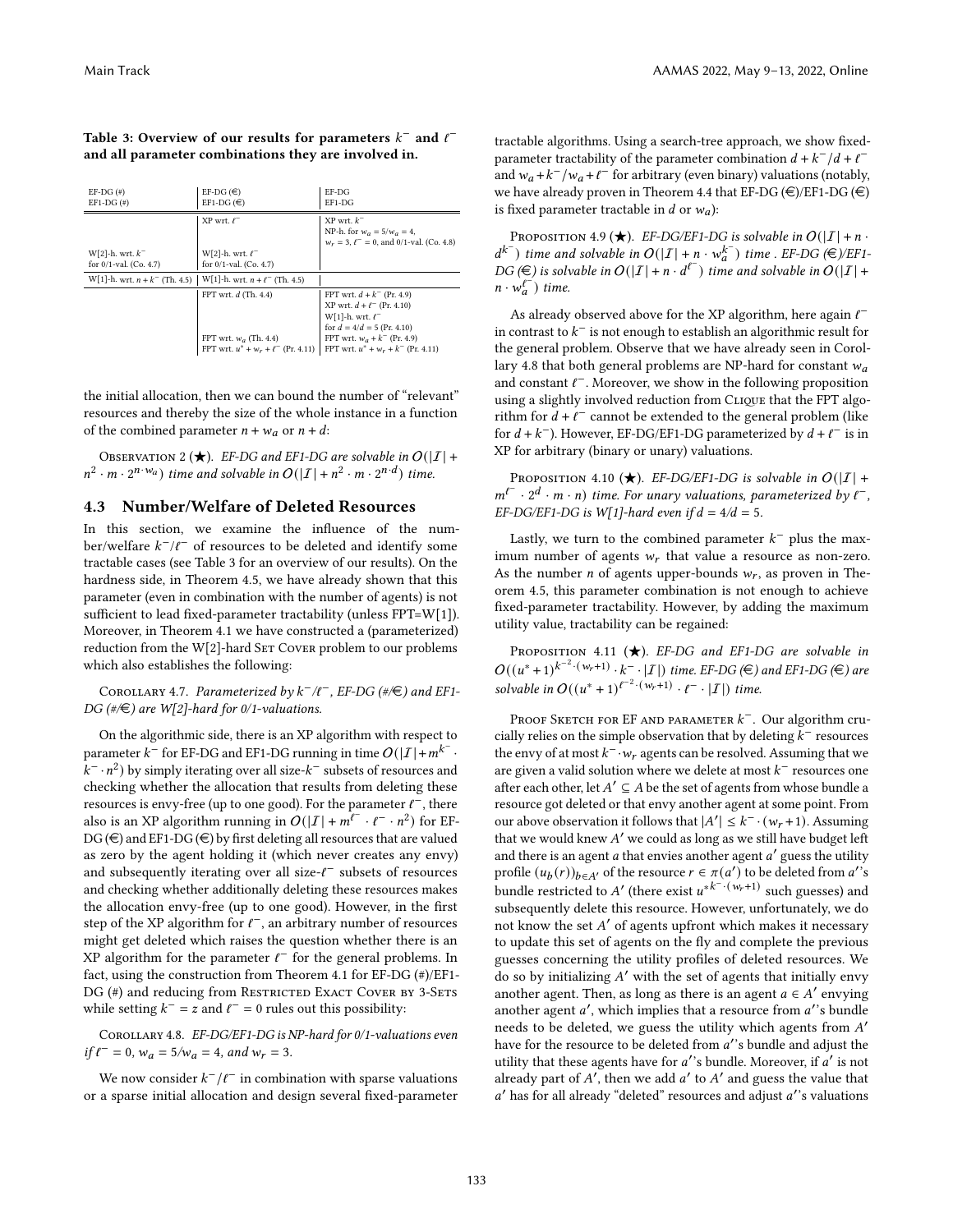**Table 3: Overview of our results for parameters $k^-$ and $\ell^-$ and all parameter combinations they are involved in.**

| EF-DG (#) EF1-DG (#) | EF-DG (€) EF1-DG (€) | EF-DG EF1-DG |
|---|---|---|
| | XP wrt. $\ell^-$ | XP wrt. $k^-$ NP-h. for $w_a = 5/w_a = 4$, $w_r = 3$, $\ell^- = 0$, and 0/1-val. (Co. 4.8) |
| W[2]-h. wrt. $k^-$ for 0/1-val. (Co. 4.7) | W[2]-h. wrt. $\ell^-$ for 0/1-val. (Co. 4.7) | |
| W[1]-h. wrt. $n + k^-$ (Th. 4.5) | W[1]-h. wrt. $n + \ell^-$ (Th. 4.5) | |
| | FPT wrt. $d$ (Th. 4.4) | FPT wrt. $d + k^-$ (Pr. 4.9) XP wrt. $d + \ell^-$ (Pr. 4.10) W[1]-h. wrt. $\ell^-$ for $d = 4/d = 5$ (Pr. 4.10) |
| | FPT wrt. $w_a$ (Th. 4.4) FPT wrt. $u^* + w_r + \ell^-$ (Pr. 4.11) | FPT wrt. $w_a + k^-$ (Pr. 4.9) FPT wrt. $u^* + w_r + k^-$ (Pr. 4.11) |

the initial allocation, then we can bound the number of "relevant" resources and thereby the size of the whole instance in a function of the combined parameter $n + w_a$ or $n + d$:

Observation 2 (★). *EF-DG and EF1-DG are solvable in $O(|\mathcal{I}| + n^2 \cdot m \cdot 2^{n \cdot w_a})$ time and solvable in $O(|\mathcal{I}| + n^2 \cdot m \cdot 2^{n \cdot d})$ time.*

## 4.3 Number/Welfare of Deleted Resources

In this section, we examine the influence of the number/welfare $k^-/\ell^-$ of resources to be deleted and identify some tractable cases (see Table 3 for an overview of our results). On the hardness side, in Theorem 4.5, we have already shown that this parameter (even in combination with the number of agents) is not sufficient to lead fixed-parameter tractability (unless FPT=W[1]). Moreover, in Theorem 4.1 we have constructed a (parameterized) reduction from the W[2]-hard Set Cover problem to our problems which also establishes the following:

Corollary 4.7. *Parameterized by $k^-/\ell^-$, EF-DG (#/€) and EF1-DG (#/€) are W[2]-hard for 0/1-valuations.*

On the algorithmic side, there is an XP algorithm with respect to parameter $k^-$ for EF-DG and EF1-DG running in time $O(|\mathcal{I}| + m^{k^-} \cdot k^- \cdot n^2)$ by simply iterating over all size-$k^-$ subsets of resources and checking whether the allocation that results from deleting these resources is envy-free (up to one good). For the parameter $\ell^-$, there also is an XP algorithm running in $O(|\mathcal{I}| + m^{\ell^-} \cdot \ell^- \cdot n^2)$ for EF-DG (€) and EF1-DG (€) by first deleting all resources that are valued as zero by the agent holding it (which never creates any envy) and subsequently iterating over all size-$\ell^-$ subsets of resources and checking whether additionally deleting these resources makes the allocation envy-free (up to one good). However, in the first step of the XP algorithm for $\ell^-$, an arbitrary number of resources might get deleted which raises the question whether there is an XP algorithm for the parameter $\ell^-$ for the general problems. In fact, using the construction from Theorem 4.1 for EF-DG (#)/EF1-DG (#) and reducing from Restricted Exact Cover by 3-Sets while setting $k^- = z$ and $\ell^- = 0$ rules out this possibility:

Corollary 4.8. *EF-DG/EF1-DG is NP-hard for 0/1-valuations even if $\ell^- = 0$, $w_a = 5/w_a = 4$, and $w_r = 3$.*

We now consider $k^-/\ell^-$ in combination with sparse valuations or a sparse initial allocation and design several fixed-parameter tractable algorithms. Using a search-tree approach, we show fixed-parameter tractability of the parameter combination $d + k^-/d + \ell^-$ and $w_a + k^-/w_a + \ell^-$ for arbitrary (even binary) valuations (notably, we have already proven in Theorem 4.4 that EF-DG (€)/EF1-DG (€) is fixed parameter tractable in $d$ or $w_a$):

Proposition 4.9 (★). *EF-DG/EF1-DG is solvable in $O(|\mathcal{I}| + n \cdot d^{k^-})$ time and solvable in $O(|\mathcal{I}| + n \cdot w_a^{k^-})$ time. EF-DG (€)/EF1-DG (€) is solvable in $O(|\mathcal{I}| + n \cdot d^{\ell^-})$ time and solvable in $O(|\mathcal{I}| + n \cdot w_a^{\ell^-})$ time.*

As already observed above for the XP algorithm, here again $\ell^-$ in contrast to $k^-$ is not enough to establish an algorithmic result for the general problem. Observe that we have already seen in Corollary 4.8 that both general problems are NP-hard for constant $w_a$ and constant $\ell^-$. Moreover, we show in the following proposition using a slightly involved reduction from Clique that the FPT algorithm for $d + \ell^-$ cannot be extended to the general problem (like for $d + k^-$). However, EF-DG/EF1-DG parameterized by $d + \ell^-$ is in XP for arbitrary (binary or unary) valuations.

Proposition 4.10 (★). *EF-DG/EF1-DG is solvable in $O(|\mathcal{I}| + m^{\ell^-} \cdot 2^d \cdot m \cdot n)$ time. For unary valuations, parameterized by $\ell^-$, EF-DG/EF1-DG is W[1]-hard even if $d = 4/d = 5$.*

Lastly, we turn to the combined parameter $k^-$ plus the maximum number of agents $w_r$ that value a resource as non-zero. As the number $n$ of agents upper-bounds $w_r$, as proven in Theorem 4.5, this parameter combination is not enough to achieve fixed-parameter tractability. However, by adding the maximum utility value, tractability can be regained:

Proposition 4.11 (★). *EF-DG and EF1-DG are solvable in $O((u^*+1)^{k^{-2} \cdot (w_r+1)} \cdot k^- \cdot |\mathcal{I}|)$ time. EF-DG (€) and EF1-DG (€) are solvable in $O((u^*+1)^{\ell^{-2} \cdot (w_r+1)} \cdot \ell^- \cdot |\mathcal{I}|)$ time.*

Proof Sketch for EF and parameter $k^-$. Our algorithm crucially relies on the simple observation that by deleting $k^-$ resources the envy of at most $k^- \cdot w_r$ agents can be resolved. Assuming that we are given a valid solution where we delete at most $k^-$ resources one after each other, let $A' \subseteq A$ be the set of agents from whose bundle a resource got deleted or that envy another agent at some point. From our above observation it follows that $|A'| \leq k^- \cdot (w_r + 1)$. Assuming that we would knew $A'$ we could as long as we still have budget left and there is an agent $a$ that envies another agent $a'$ guess the utility profile $(u_b(r))_{b \in A'}$ of the resource $r \in \pi(a')$ to be deleted from $a'$'s bundle restricted to $A'$ (there exist $u^{*k^- \cdot (w_r+1)}$ such guesses) and subsequently delete this resource. However, unfortunately, we do not know the set $A'$ of agents upfront which makes it necessary to update this set of agents on the fly and complete the previous guesses concerning the utility profiles of deleted resources. We do so by initializing $A'$ with the set of agents that initially envy another agent. Then, as long as there is an agent $a \in A'$ envying another agent $a'$, which implies that a resource from $a'$'s bundle needs to be deleted, we guess the utility which agents from $A'$ have for the resource to be deleted from $a'$'s bundle and adjust the utility that these agents have for $a'$'s bundle. Moreover, if $a'$ is not already part of $A'$, then we add $a'$ to $A'$ and guess the value that $a'$ has for all already "deleted" resources and adjust $a'$'s valuations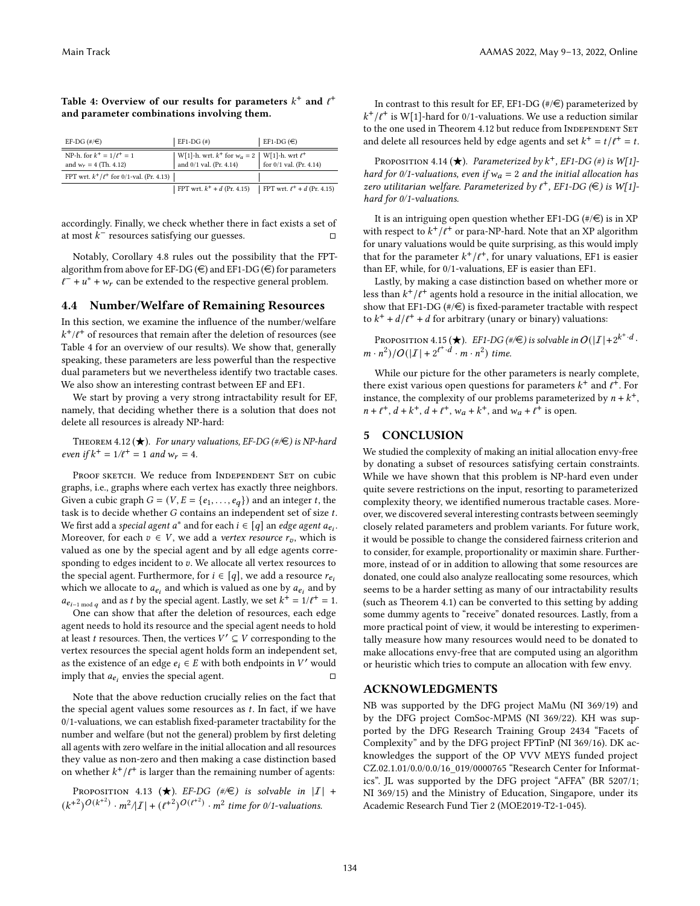**Table 4: Overview of our results for parameters $k^+$ and $\ell^+$ and parameter combinations involving them.**

| EF-DG (#/€) | EF1-DG (#) | EF1-DG (€) |
|---|---|---|
| NP-h. for $k^+ = 1/\ell^+ = 1$ and $w_r = 4$ (Th. 4.12) | W[1]-h. wrt. $k^+$ for $w_a = 2$ and 0/1 val. (Pr. 4.14) | W[1]-h. wrt $\ell^+$ for 0/1-val. (Pr. 4.14) |
| FPT wrt. $k^+/\ell^+$ for 0/1-val. (Pr. 4.13) | | |
| | FPT wrt. $k^+ + d$ (Pr. 4.15) | FPT wrt. $\ell^+ + d$ (Pr. 4.15) |

accordingly. Finally, we check whether there in fact exists a set of at most $k^-$ resources satisfying our guesses. □

Notably, Corollary 4.8 rules out the possibility that the FPT-algorithm from above for EF-DG (€) and EF1-DG (€) for parameters $\ell^- + u^* + w_r$ can be extended to the respective general problem.

## 4.4 Number/Welfare of Remaining Resources

In this section, we examine the influence of the number/welfare $k^+/\ell^+$ of resources that remain after the deletion of resources (see Table 4 for an overview of our results). We show that, generally speaking, these parameters are less powerful than the respective dual parameters but we nevertheless identify two tractable cases. We also show an interesting contrast between EF and EF1.

We start by proving a very strong intractability result for EF, namely, that deciding whether there is a solution that does not delete all resources is already NP-hard:

Theorem 4.12 (★). *For unary valuations, EF-DG (#/€) is NP-hard even if $k^+ = 1/\ell^+ = 1$ and $w_r = 4$.*

Proof sketch. We reduce from Independent Set on cubic graphs, i.e., graphs where each vertex has exactly three neighbors. Given a cubic graph $G = (V, E = \{e_1, \ldots, e_q\})$ and an integer $t$, the task is to decide whether $G$ contains an independent set of size $t$. We first add a *special agent* $a^*$ and for each $i \in [q]$ an *edge agent* $a_{e_i}$. Moreover, for each $v \in V$, we add a *vertex resource* $r_v$, which is valued as one by the special agent and by all edge agents corresponding to edges incident to $v$. We allocate all vertex resources to the special agent. Furthermore, for $i \in [q]$, we add a resource $r_{e_i}$ which we allocate to $a_{e_i}$ and which is valued as one by $a_{e_i}$ and by $a_{e_{i-1 \bmod q}}$ and as $t$ by the special agent. Lastly, we set $k^+ = 1/\ell^+ = 1$.

One can show that after the deletion of resources, each edge agent needs to hold its resource and the special agent needs to hold at least $t$ resources. Then, the vertices $V' \subseteq V$ corresponding to the vertex resources the special agent holds form an independent set, as the existence of an edge $e_i \in E$ with both endpoints in $V'$ would imply that $a_{e_i}$ envies the special agent. □

Note that the above reduction crucially relies on the fact that the special agent values some resources as $t$. In fact, if we have 0/1-valuations, we can establish fixed-parameter tractability for the number and welfare (but not the general) problem by first deleting all agents with zero welfare in the initial allocation and all resources they value as non-zero and then making a case distinction based on whether $k^+/\ell^+$ is larger than the remaining number of agents:

Proposition 4.13 (★). *EF-DG (#/€) is solvable in $|\mathcal{I}| + (k^{+2})^{O(k^{+2})} \cdot m^2/|\mathcal{I}| + (\ell^{+2})^{O(\ell^{+2})} \cdot m^2$ time for 0/1-valuations.*

In contrast to this result for EF, EF1-DG (#/€) parameterized by $k^+/\ell^+$ is W[1]-hard for 0/1-valuations. We use a reduction similar to the one used in Theorem 4.12 but reduce from Independent Set and delete all resources held by edge agents and set $k^+ = t/\ell^+ = t$.

Proposition 4.14 (★). *Parameterized by $k^+$, EF1-DG (#) is W[1]-hard for 0/1-valuations, even if $w_a = 2$ and the initial allocation has zero utilitarian welfare. Parameterized by $\ell^+$, EF1-DG (€) is W[1]-hard for 0/1-valuations.*

It is an intriguing open question whether EF1-DG (#/€) is in XP with respect to $k^+/\ell^+$ or para-NP-hard. Note that an XP algorithm for unary valuations would be quite surprising, as this would imply that for the parameter $k^+/\ell^+$, for unary valuations, EF1 is easier than EF, while, for 0/1-valuations, EF is easier than EF1.

Lastly, by making a case distinction based on whether more or less than $k^+/\ell^+$ agents hold a resource in the initial allocation, we show that EF1-DG (#/€) is fixed-parameter tractable with respect to $k^+ + d/\ell^+ + d$ for arbitrary (unary or binary) valuations:

Proposition 4.15 (★). *EF1-DG (#/€) is solvable in $O(|\mathcal{I}| + 2^{k^+ \cdot d} \cdot m \cdot n^2)/O(|\mathcal{I}| + 2^{\ell^+ \cdot d} \cdot m \cdot n^2)$ time.*

While our picture for the other parameters is nearly complete, there exist various open questions for parameters $k^+$ and $\ell^+$. For instance, the complexity of our problems parameterized by $n + k^+$, $n + \ell^+$, $d + k^+$, $d + \ell^+$, $w_a + k^+$, and $w_a + \ell^+$ is open.

# 5 CONCLUSION

We studied the complexity of making an initial allocation envy-free by donating a subset of resources satisfying certain constraints. While we have shown that this problem is NP-hard even under quite severe restrictions on the input, resorting to parameterized complexity theory, we identified numerous tractable cases. Moreover, we discovered several interesting contrasts between seemingly closely related parameters and problem variants. For future work, it would be possible to change the considered fairness criterion and to consider, for example, proportionality or maximin share. Furthermore, instead of or in addition to allowing that some resources are donated, one could also analyze reallocating some resources, which seems to be a harder setting as many of our intractability results (such as Theorem 4.1) can be converted to this setting by adding some dummy agents to "receive" donated resources. Lastly, from a more practical point of view, it would be interesting to experimentally measure how many resources would need to be donated to make allocations envy-free that are computed using an algorithm or heuristic which tries to compute an allocation with few envy.

## ACKNOWLEDGMENTS

NB was supported by the DFG project MaMu (NI 369/19) and by the DFG project ComSoc-MPMS (NI 369/22). KH was supported by the DFG Research Training Group 2434 "Facets of Complexity" and by the DFG project FPTinP (NI 369/16). DK acknowledges the support of the OP VVV MEYS funded project CZ.02.1.01/0.0/0.0/16_019/0000765 "Research Center for Informatics". JL was supported by the DFG project "AFFA" (BR 5207/1; NI 369/15) and the Ministry of Education, Singapore, under its Academic Research Fund Tier 2 (MOE2019-T2-1-045).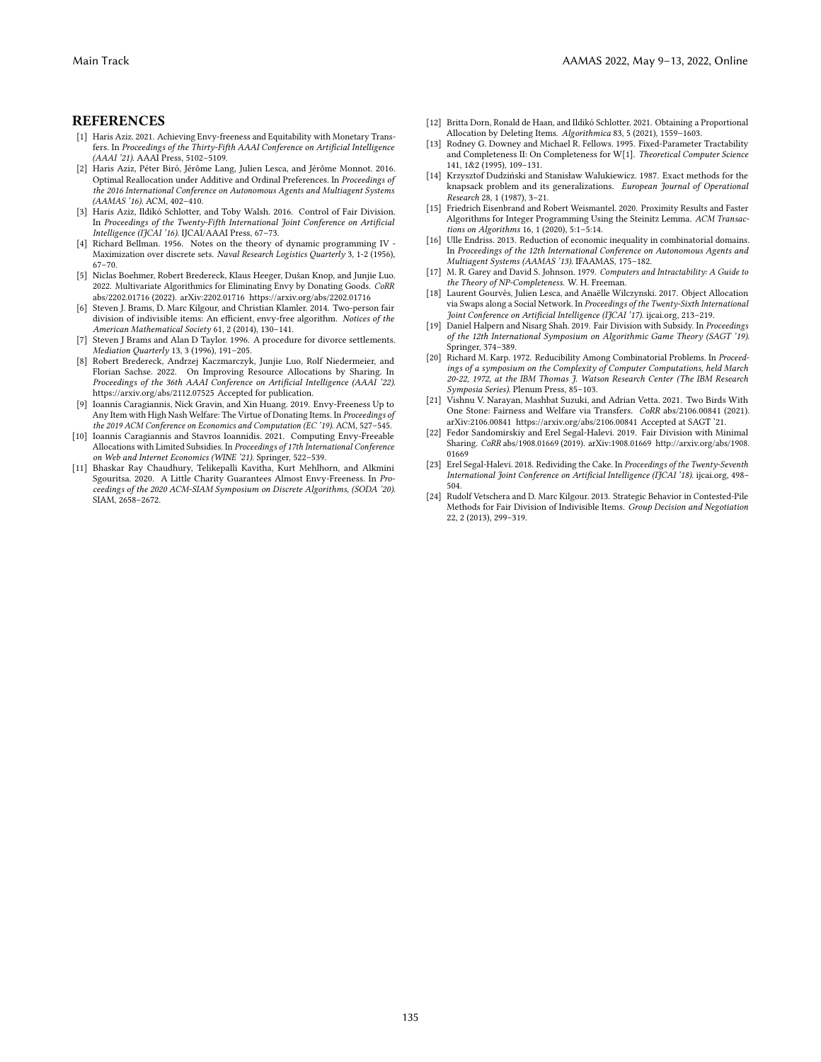# REFERENCES

[1] Haris Aziz. 2021. Achieving Envy-freeness and Equitability with Monetary Transfers. In *Proceedings of the Thirty-Fifth AAAI Conference on Artificial Intelligence (AAAI '21)*. AAAI Press, 5102–5109.

[2] Haris Aziz, Péter Biró, Jérôme Lang, Julien Lesca, and Jérôme Monnot. 2016. Optimal Reallocation under Additive and Ordinal Preferences. In *Proceedings of the 2016 International Conference on Autonomous Agents and Multiagent Systems (AAMAS '16)*. ACM, 402–410.

[3] Haris Aziz, Ildikó Schlotter, and Toby Walsh. 2016. Control of Fair Division. In *Proceedings of the Twenty-Fifth International Joint Conference on Artificial Intelligence (IJCAI '16)*. IJCAI/AAAI Press, 67–73.

[4] Richard Bellman. 1956. Notes on the theory of dynamic programming IV - Maximization over discrete sets. *Naval Research Logistics Quarterly* 3, 1-2 (1956), 67–70.

[5] Niclas Boehmer, Robert Bredereck, Klaus Heeger, Dušan Knop, and Junjie Luo. 2022. Multivariate Algorithmics for Eliminating Envy by Donating Goods. *CoRR* abs/2202.01716 (2022). arXiv:2202.01716 https://arxiv.org/abs/2202.01716

[6] Steven J. Brams, D. Marc Kilgour, and Christian Klamler. 2014. Two-person fair division of indivisible items: An efficient, envy-free algorithm. *Notices of the American Mathematical Society* 61, 2 (2014), 130–141.

[7] Steven J Brams and Alan D Taylor. 1996. A procedure for divorce settlements. *Mediation Quarterly* 13, 3 (1996), 191–205.

[8] Robert Bredereck, Andrzej Kaczmarczyk, Junjie Luo, Rolf Niedermeier, and Florian Sachse. 2022. On Improving Resource Allocations by Sharing. In *Proceedings of the 36th AAAI Conference on Artificial Intelligence (AAAI '22)*. https://arxiv.org/abs/2112.07525 Accepted for publication.

[9] Ioannis Caragiannis, Nick Gravin, and Xin Huang. 2019. Envy-Freeness Up to Any Item with High Nash Welfare: The Virtue of Donating Items. In *Proceedings of the 2019 ACM Conference on Economics and Computation (EC '19)*. ACM, 527–545.

[10] Ioannis Caragiannis and Stavros Ioannidis. 2021. Computing Envy-Freeable Allocations with Limited Subsidies. In *Proceedings of 17th International Conference on Web and Internet Economics (WINE '21)*. Springer, 522–539.

[11] Bhaskar Ray Chaudhury, Telikepalli Kavitha, Kurt Mehlhorn, and Alkmini Sgouritsa. 2020. A Little Charity Guarantees Almost Envy-Freeness. In *Proceedings of the 2020 ACM-SIAM Symposium on Discrete Algorithms, (SODA '20)*. SIAM, 2658–2672.

[12] Britta Dorn, Ronald de Haan, and Ildikó Schlotter. 2021. Obtaining a Proportional Allocation by Deleting Items. *Algorithmica* 83, 5 (2021), 1559–1603.

[13] Rodney G. Downey and Michael R. Fellows. 1995. Fixed-Parameter Tractability and Completeness II: On Completeness for W[1]. *Theoretical Computer Science* 141, 1&2 (1995), 109–131.

[14] Krzysztof Dudziński and Stanisław Walukiewicz. 1987. Exact methods for the knapsack problem and its generalizations. *European Journal of Operational Research* 28, 1 (1987), 3–21.

[15] Friedrich Eisenbrand and Robert Weismantel. 2020. Proximity Results and Faster Algorithms for Integer Programming Using the Steinitz Lemma. *ACM Transactions on Algorithms* 16, 1 (2020), 5:1–5:14.

[16] Ulle Endriss. 2013. Reduction of economic inequality in combinatorial domains. In *Proceedings of the 12th International Conference on Autonomous Agents and Multiagent Systems (AAMAS '13)*. IFAAMAS, 175–182.

[17] M. R. Garey and David S. Johnson. 1979. *Computers and Intractability: A Guide to the Theory of NP-Completeness*. W. H. Freeman.

[18] Laurent Gourvès, Julien Lesca, and Anaëlle Wilczynski. 2017. Object Allocation via Swaps along a Social Network. In *Proceedings of the Twenty-Sixth International Joint Conference on Artificial Intelligence (IJCAI '17)*. ijcai.org, 213–219.

[19] Daniel Halpern and Nisarg Shah. 2019. Fair Division with Subsidy. In *Proceedings of the 12th International Symposium on Algorithmic Game Theory (SAGT '19)*. Springer, 374–389.

[20] Richard M. Karp. 1972. Reducibility Among Combinatorial Problems. In *Proceedings of a symposium on the Complexity of Computer Computations, held March 20-22, 1972, at the IBM Thomas J. Watson Research Center (The IBM Research Symposia Series)*. Plenum Press, 85–103.

[21] Vishnu V. Narayan, Mashbat Suzuki, and Adrian Vetta. 2021. Two Birds With One Stone: Fairness and Welfare via Transfers. *CoRR* abs/2106.00841 (2021). arXiv:2106.00841 https://arxiv.org/abs/2106.00841 Accepted at SAGT '21.

[22] Fedor Sandomirskiy and Erel Segal-Halevi. 2019. Fair Division with Minimal Sharing. *CoRR* abs/1908.01669 (2019). arXiv:1908.01669 http://arxiv.org/abs/1908.01669

[23] Erel Segal-Halevi. 2018. Redividing the Cake. In *Proceedings of the Twenty-Seventh International Joint Conference on Artificial Intelligence (IJCAI '18)*. ijcai.org, 498–504.

[24] Rudolf Vetschera and D. Marc Kilgour. 2013. Strategic Behavior in Contested-Pile Methods for Fair Division of Indivisible Items. *Group Decision and Negotiation* 22, 2 (2013), 299–319.